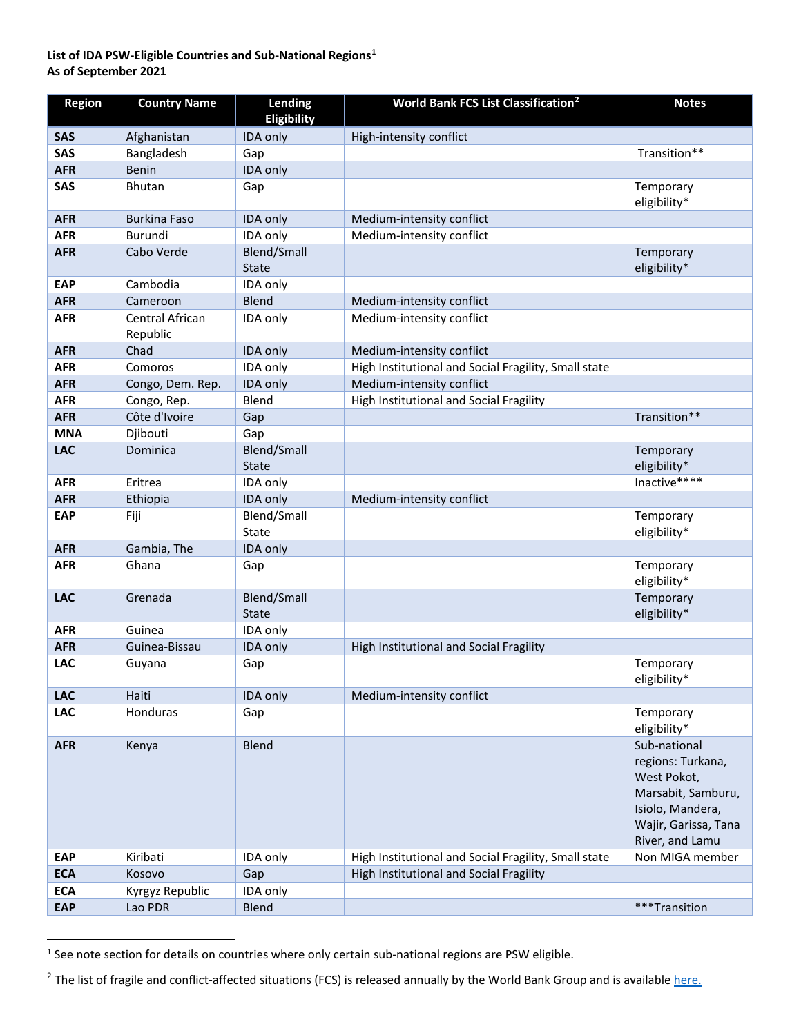**List of IDA PSW-Eligible Countries and Sub-National Regions[1]**
**As of September 2021**

| Region | Country Name | Lending Eligibility | World Bank FCS List Classification[2] | Notes |
|---|---|---|---|---|
| **SAS** | Afghanistan | IDA only | High-intensity conflict | |
| **SAS** | Bangladesh | Gap | | Transition** |
| **AFR** | Benin | IDA only | | |
| **SAS** | Bhutan | Gap | | Temporary eligibility* |
| **AFR** | Burkina Faso | IDA only | Medium-intensity conflict | |
| **AFR** | Burundi | IDA only | Medium-intensity conflict | |
| **AFR** | Cabo Verde | Blend/Small State | | Temporary eligibility* |
| **EAP** | Cambodia | IDA only | | |
| **AFR** | Cameroon | Blend | Medium-intensity conflict | |
| **AFR** | Central African Republic | IDA only | Medium-intensity conflict | |
| **AFR** | Chad | IDA only | Medium-intensity conflict | |
| **AFR** | Comoros | IDA only | High Institutional and Social Fragility, Small state | |
| **AFR** | Congo, Dem. Rep. | IDA only | Medium-intensity conflict | |
| **AFR** | Congo, Rep. | Blend | High Institutional and Social Fragility | |
| **AFR** | Côte d'Ivoire | Gap | | Transition** |
| **MNA** | Djibouti | Gap | | |
| **LAC** | Dominica | Blend/Small State | | Temporary eligibility* |
| **AFR** | Eritrea | IDA only | | Inactive**** |
| **AFR** | Ethiopia | IDA only | Medium-intensity conflict | |
| **EAP** | Fiji | Blend/Small State | | Temporary eligibility* |
| **AFR** | Gambia, The | IDA only | | |
| **AFR** | Ghana | Gap | | Temporary eligibility* |
| **LAC** | Grenada | Blend/Small State | | Temporary eligibility* |
| **AFR** | Guinea | IDA only | | |
| **AFR** | Guinea-Bissau | IDA only | High Institutional and Social Fragility | |
| **LAC** | Guyana | Gap | | Temporary eligibility* |
| **LAC** | Haiti | IDA only | Medium-intensity conflict | |
| **LAC** | Honduras | Gap | | Temporary eligibility* |
| **AFR** | Kenya | Blend | | Sub-national regions: Turkana, West Pokot, Marsabit, Samburu, Isiolo, Mandera, Wajir, Garissa, Tana River, and Lamu |
| **EAP** | Kiribati | IDA only | High Institutional and Social Fragility, Small state | Non MIGA member |
| **ECA** | Kosovo | Gap | High Institutional and Social Fragility | |
| **ECA** | Kyrgyz Republic | IDA only | | |
| **EAP** | Lao PDR | Blend | | ***Transition |

[1] See note section for details on countries where only certain sub-national regions are PSW eligible.

[2] The list of fragile and conflict-affected situations (FCS) is released annually by the World Bank Group and is available here.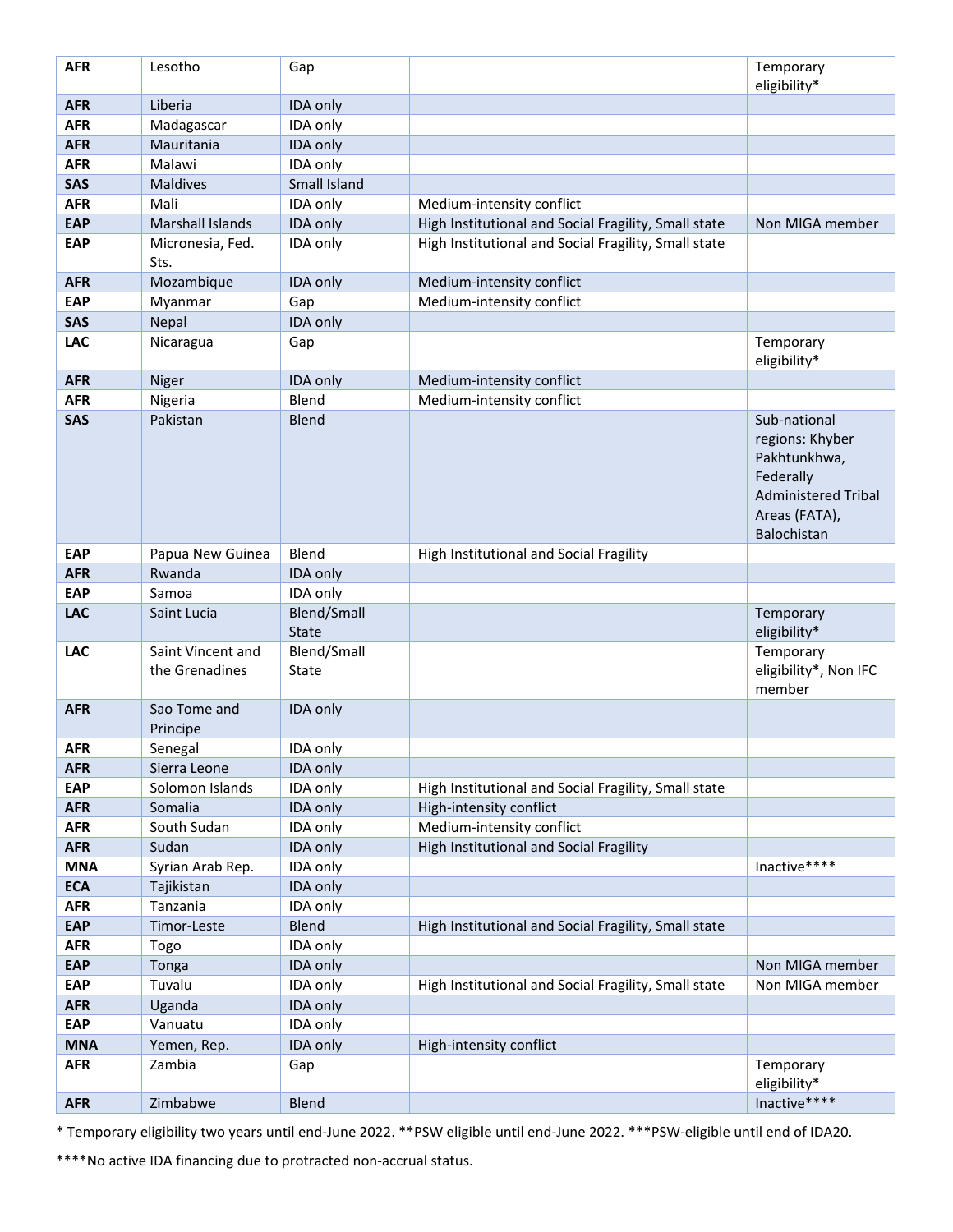| | | | | |
|---|---|---|---|---|
| **AFR** | Lesotho | Gap | | Temporary eligibility* |
| **AFR** | Liberia | IDA only | | |
| **AFR** | Madagascar | IDA only | | |
| **AFR** | Mauritania | IDA only | | |
| **AFR** | Malawi | IDA only | | |
| **SAS** | Maldives | Small Island | | |
| **AFR** | Mali | IDA only | Medium-intensity conflict | |
| **EAP** | Marshall Islands | IDA only | High Institutional and Social Fragility, Small state | Non MIGA member |
| **EAP** | Micronesia, Fed. Sts. | IDA only | High Institutional and Social Fragility, Small state | |
| **AFR** | Mozambique | IDA only | Medium-intensity conflict | |
| **EAP** | Myanmar | Gap | Medium-intensity conflict | |
| **SAS** | Nepal | IDA only | | |
| **LAC** | Nicaragua | Gap | | Temporary eligibility* |
| **AFR** | Niger | IDA only | Medium-intensity conflict | |
| **AFR** | Nigeria | Blend | Medium-intensity conflict | |
| **SAS** | Pakistan | Blend | | Sub-national regions: Khyber Pakhtunkhwa, Federally Administered Tribal Areas (FATA), Balochistan |
| **EAP** | Papua New Guinea | Blend | High Institutional and Social Fragility | |
| **AFR** | Rwanda | IDA only | | |
| **EAP** | Samoa | IDA only | | |
| **LAC** | Saint Lucia | Blend/Small State | | Temporary eligibility* |
| **LAC** | Saint Vincent and the Grenadines | Blend/Small State | | Temporary eligibility*, Non IFC member |
| **AFR** | Sao Tome and Principe | IDA only | | |
| **AFR** | Senegal | IDA only | | |
| **AFR** | Sierra Leone | IDA only | | |
| **EAP** | Solomon Islands | IDA only | High Institutional and Social Fragility, Small state | |
| **AFR** | Somalia | IDA only | High-intensity conflict | |
| **AFR** | South Sudan | IDA only | Medium-intensity conflict | |
| **AFR** | Sudan | IDA only | High Institutional and Social Fragility | |
| **MNA** | Syrian Arab Rep. | IDA only | | Inactive**** |
| **ECA** | Tajikistan | IDA only | | |
| **AFR** | Tanzania | IDA only | | |
| **EAP** | Timor-Leste | Blend | High Institutional and Social Fragility, Small state | |
| **AFR** | Togo | IDA only | | |
| **EAP** | Tonga | IDA only | | Non MIGA member |
| **EAP** | Tuvalu | IDA only | High Institutional and Social Fragility, Small state | Non MIGA member |
| **AFR** | Uganda | IDA only | | |
| **EAP** | Vanuatu | IDA only | | |
| **MNA** | Yemen, Rep. | IDA only | High-intensity conflict | |
| **AFR** | Zambia | Gap | | Temporary eligibility* |
| **AFR** | Zimbabwe | Blend | | Inactive**** |

* Temporary eligibility two years until end-June 2022. **PSW eligible until end-June 2022. ***PSW-eligible until end of IDA20.

****No active IDA financing due to protracted non-accrual status.